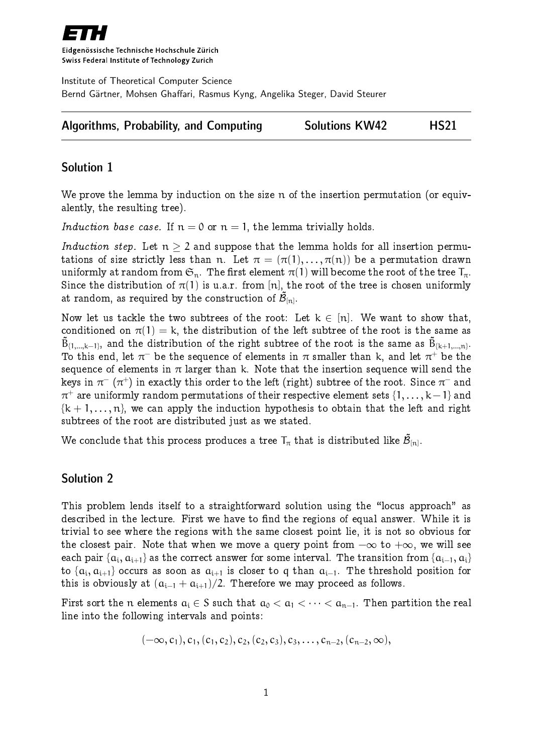ETH

Eidgenössische Technische Hochschule Zürich
Swiss Federal Institute of Technology Zurich

Institute of Theoretical Computer Science
Bernd Gärtner, Mohsen Ghaffari, Rasmus Kyng, Angelika Steger, David Steurer

**Algorithms, Probability, and Computing** — **Solutions KW42** — **HS21**

## Solution 1

We prove the lemma by induction on the size $n$ of the insertion permutation (or equivalently, the resulting tree).

*Induction base case.* If $n = 0$ or $n = 1$, the lemma trivially holds.

*Induction step.* Let $n \geq 2$ and suppose that the lemma holds for all insertion permutations of size strictly less than $n$. Let $\pi = (\pi(1), \dots, \pi(n))$ be a permutation drawn uniformly at random from $\mathfrak{S}_n$. The first element $\pi(1)$ will become the root of the tree $T_\pi$. Since the distribution of $\pi(1)$ is u.a.r. from $[n]$, the root of the tree is chosen uniformly at random, as required by the construction of $\tilde{\mathcal{B}}_{[n]}$.

Now let us tackle the two subtrees of the root: Let $k \in [n]$. We want to show that, conditioned on $\pi(1) = k$, the distribution of the left subtree of the root is the same as $\tilde{B}_{\{1,\dots,k-1\}}$, and the distribution of the right subtree of the root is the same as $\tilde{B}_{\{k+1,\dots,n\}}$. To this end, let $\pi^-$ be the sequence of elements in $\pi$ smaller than $k$, and let $\pi^+$ be the sequence of elements in $\pi$ larger than $k$. Note that the insertion sequence will send the keys in $\pi^-$ ($\pi^+$) in exactly this order to the left (right) subtree of the root. Since $\pi^-$ and $\pi^+$ are uniformly random permutations of their respective element sets $\{1, \dots, k-1\}$ and $\{k+1, \dots, n\}$, we can apply the induction hypothesis to obtain that the left and right subtrees of the root are distributed just as we stated.

We conclude that this process produces a tree $T_\pi$ that is distributed like $\tilde{\mathcal{B}}_{[n]}$.

## Solution 2

This problem lends itself to a straightforward solution using the "locus approach" as described in the lecture. First we have to find the regions of equal answer. While it is trivial to see where the regions with the same closest point lie, it is not so obvious for the closest pair. Note that when we move a query point from $-\infty$ to $+\infty$, we will see each pair $\{a_i, a_{i+1}\}$ as the correct answer for some interval. The transition from $\{a_{i-1}, a_i\}$ to $\{a_i, a_{i+1}\}$ occurs as soon as $a_{i+1}$ is closer to $q$ than $a_{i-1}$. The threshold position for this is obviously at $(a_{i-1} + a_{i+1})/2$. Therefore we may proceed as follows.

First sort the $n$ elements $a_i \in S$ such that $a_0 < a_1 < \cdots < a_{n-1}$. Then partition the real line into the following intervals and points:

$$(-\infty, c_1), c_1, (c_1, c_2), c_2, (c_2, c_3), c_3, \dots, c_{n-2}, (c_{n-2}, \infty),$$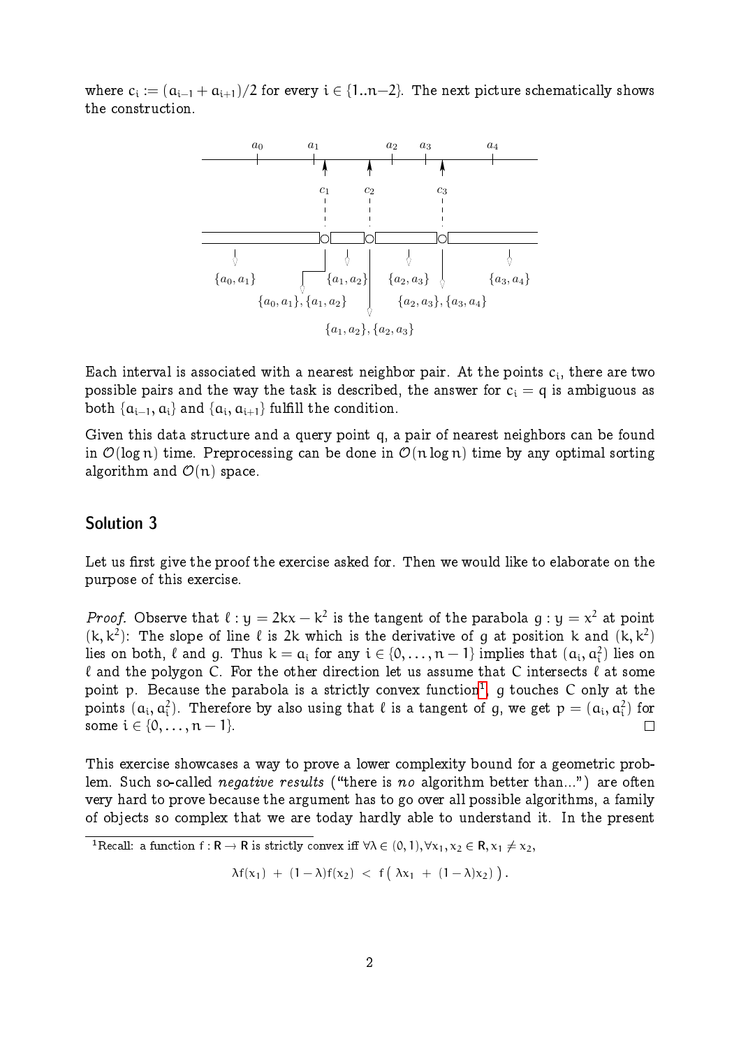where $c_i := (a_{i-1} + a_{i+1})/2$ for every $i \in \{1..n-2\}$. The next picture schematically shows the construction.

Each interval is associated with a nearest neighbor pair. At the points $c_i$, there are two possible pairs and the way the task is described, the answer for $c_i = q$ is ambiguous as both $\{a_{i-1}, a_i\}$ and $\{a_i, a_{i+1}\}$ fulfill the condition.

Given this data structure and a query point q, a pair of nearest neighbors can be found in $\mathcal{O}(\log n)$ time. Preprocessing can be done in $\mathcal{O}(n \log n)$ time by any optimal sorting algorithm and $\mathcal{O}(n)$ space.

## Solution 3

Let us first give the proof the exercise asked for. Then we would like to elaborate on the purpose of this exercise.

*Proof.* Observe that $\ell : y = 2kx - k^2$ is the tangent of the parabola $g : y = x^2$ at point $(k, k^2)$: The slope of line $\ell$ is $2k$ which is the derivative of $g$ at position $k$ and $(k, k^2)$ lies on both, $\ell$ and $g$. Thus $k = a_i$ for any $i \in \{0, \dots, n-1\}$ implies that $(a_i, a_i^2)$ lies on $\ell$ and the polygon C. For the other direction let us assume that C intersects $\ell$ at some point p. Because the parabola is a strictly convex function[1], g touches C only at the points $(a_i, a_i^2)$. Therefore by also using that $\ell$ is a tangent of g, we get $p = (a_i, a_i^2)$ for some $i \in \{0, \dots, n-1\}$. □

This exercise showcases a way to prove a lower complexity bound for a geometric problem. Such so-called *negative results* ("there is *no* algorithm better than...") are often very hard to prove because the argument has to go over all possible algorithms, a family of objects so complex that we are today hardly able to understand it. In the present

[1] Recall: a function $f : \mathbb{R} \to \mathbb{R}$ is strictly convex iff $\forall \lambda \in (0, 1), \forall x_1, x_2 \in \mathbb{R}, x_1 \neq x_2$,

$$\lambda f(x_1) + (1-\lambda) f(x_2) < f\big(\lambda x_1 + (1-\lambda) x_2\big).$$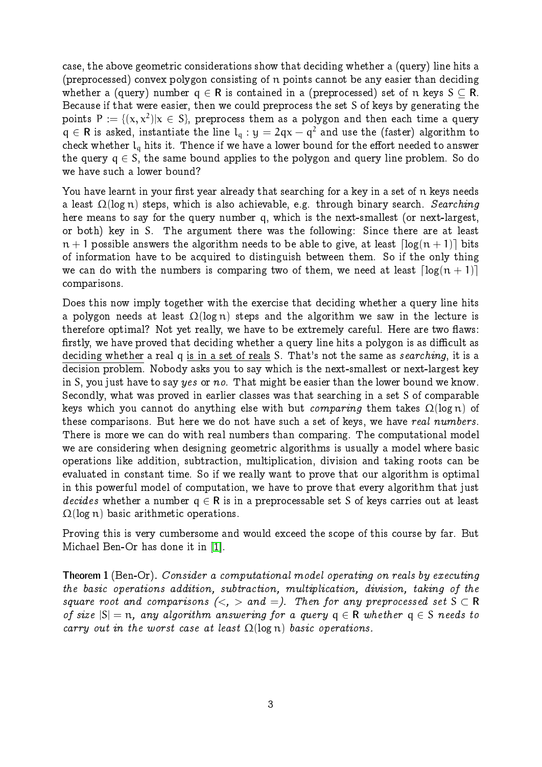case, the above geometric considerations show that deciding whether a (query) line hits a (preprocessed) convex polygon consisting of $n$ points cannot be any easier than deciding whether a (query) number $q \in \mathbb{R}$ is contained in a (preprocessed) set of $n$ keys $S \subseteq \mathbb{R}$. Because if that were easier, then we could preprocess the set $S$ of keys by generating the points $P := \{(x, x^2) | x \in S\}$, preprocess them as a polygon and then each time a query $q \in \mathbb{R}$ is asked, instantiate the line $l_q : y = 2qx - q^2$ and use the (faster) algorithm to check whether $l_q$ hits it. Thence if we have a lower bound for the effort needed to answer the query $q \in S$, the same bound applies to the polygon and query line problem. So do we have such a lower bound?

You have learnt in your first year already that searching for a key in a set of $n$ keys needs a least $\Omega(\log n)$ steps, which is also achievable, e.g. through binary search. *Searching* here means to say for the query number $q$, which is the next-smallest (or next-largest, or both) key in $S$. The argument there was the following: Since there are at least $n + 1$ possible answers the algorithm needs to be able to give, at least $\lceil \log(n + 1) \rceil$ bits of information have to be acquired to distinguish between them. So if the only thing we can do with the numbers is comparing two of them, we need at least $\lceil \log(n + 1) \rceil$ comparisons.

Does this now imply together with the exercise that deciding whether a query line hits a polygon needs at least $\Omega(\log n)$ steps and the algorithm we saw in the lecture is therefore optimal? Not yet really, we have to be extremely careful. Here are two flaws: firstly, we have proved that deciding whether a query line hits a polygon is as difficult as deciding whether a real $q$ is in a set of reals $S$. That's not the same as *searching*, it is a decision problem. Nobody asks you to say which is the next-smallest or next-largest key in $S$, you just have to say *yes* or *no*. That might be easier than the lower bound we know. Secondly, what was proved in earlier classes was that searching in a set $S$ of comparable keys which you cannot do anything else with but *comparing* them takes $\Omega(\log n)$ of these comparisons. But here we do not have such a set of keys, we have *real numbers*. There is more we can do with real numbers than comparing. The computational model we are considering when designing geometric algorithms is usually a model where basic operations like addition, subtraction, multiplication, division and taking roots can be evaluated in constant time. So if we really want to prove that our algorithm is optimal in this powerful model of computation, we have to prove that every algorithm that just *decides* whether a number $q \in \mathbb{R}$ is in a preprocessable set $S$ of keys carries out at least $\Omega(\log n)$ basic arithmetic operations.

Proving this is very cumbersome and would exceed the scope of this course by far. But Michael Ben-Or has done it in [1].

**Theorem 1** (Ben-Or). *Consider a computational model operating on reals by executing the basic operations addition, subtraction, multiplication, division, taking of the square root and comparisons ($<$, $>$ and $=$). Then for any preprocessed set $S \subset \mathbb{R}$ of size $|S| = n$, any algorithm answering for a query $q \in \mathbb{R}$ whether $q \in S$ needs to carry out in the worst case at least $\Omega(\log n)$ basic operations.*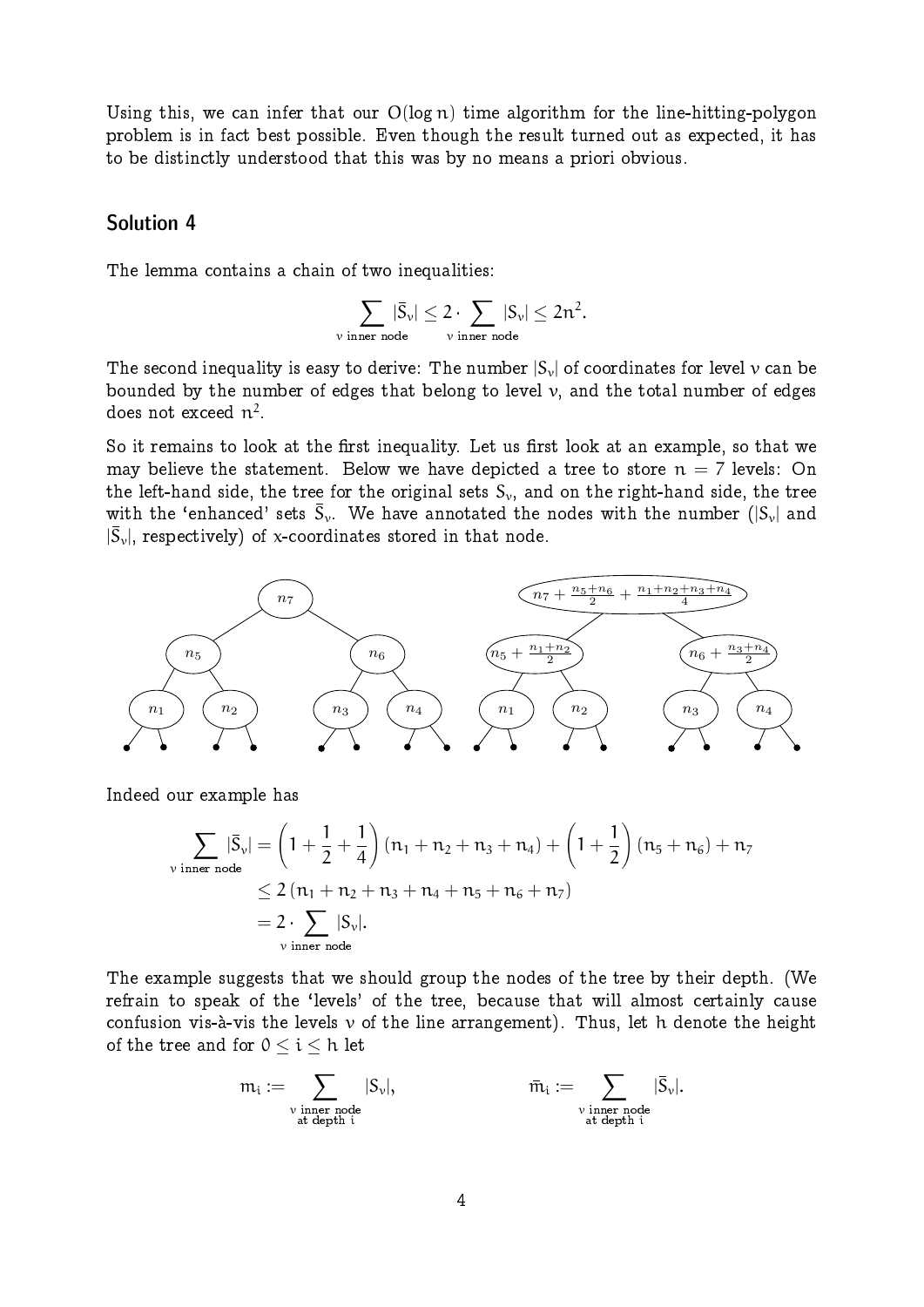Using this, we can infer that our $O(\log n)$ time algorithm for the line-hitting-polygon problem is in fact best possible. Even though the result turned out as expected, it has to be distinctly understood that this was by no means a priori obvious.

## Solution 4

The lemma contains a chain of two inequalities:

$$\sum_{v \text{ inner node}} |\bar{S}_v| \leq 2 \cdot \sum_{v \text{ inner node}} |S_v| \leq 2n^2.$$

The second inequality is easy to derive: The number $|S_v|$ of coordinates for level $v$ can be bounded by the number of edges that belong to level $v$, and the total number of edges does not exceed $n^2$.

So it remains to look at the first inequality. Let us first look at an example, so that we may believe the statement. Below we have depicted a tree to store $n = 7$ levels: On the left-hand side, the tree for the original sets $S_v$, and on the right-hand side, the tree with the 'enhanced' sets $\bar{S}_v$. We have annotated the nodes with the number ($|S_v|$ and $|\bar{S}_v|$, respectively) of $x$-coordinates stored in that node.

Indeed our example has

$$\begin{aligned}
\sum_{v \text{ inner node}} |\bar{S}_v| &= \left(1 + \frac{1}{2} + \frac{1}{4}\right)(n_1 + n_2 + n_3 + n_4) + \left(1 + \frac{1}{2}\right)(n_5 + n_6) + n_7 \\
&\leq 2\,(n_1 + n_2 + n_3 + n_4 + n_5 + n_6 + n_7) \\
&= 2 \cdot \sum_{v \text{ inner node}} |S_v|.
\end{aligned}$$

The example suggests that we should group the nodes of the tree by their depth. (We refrain to speak of the 'levels' of the tree, because that will almost certainly cause confusion vis-à-vis the levels $v$ of the line arrangement). Thus, let $h$ denote the height of the tree and for $0 \leq i \leq h$ let

$$m_i := \sum_{\substack{v \text{ inner node} \\ \text{at depth } i}} |S_v|, \qquad \bar{m}_i := \sum_{\substack{v \text{ inner node} \\ \text{at depth } i}} |\bar{S}_v|.$$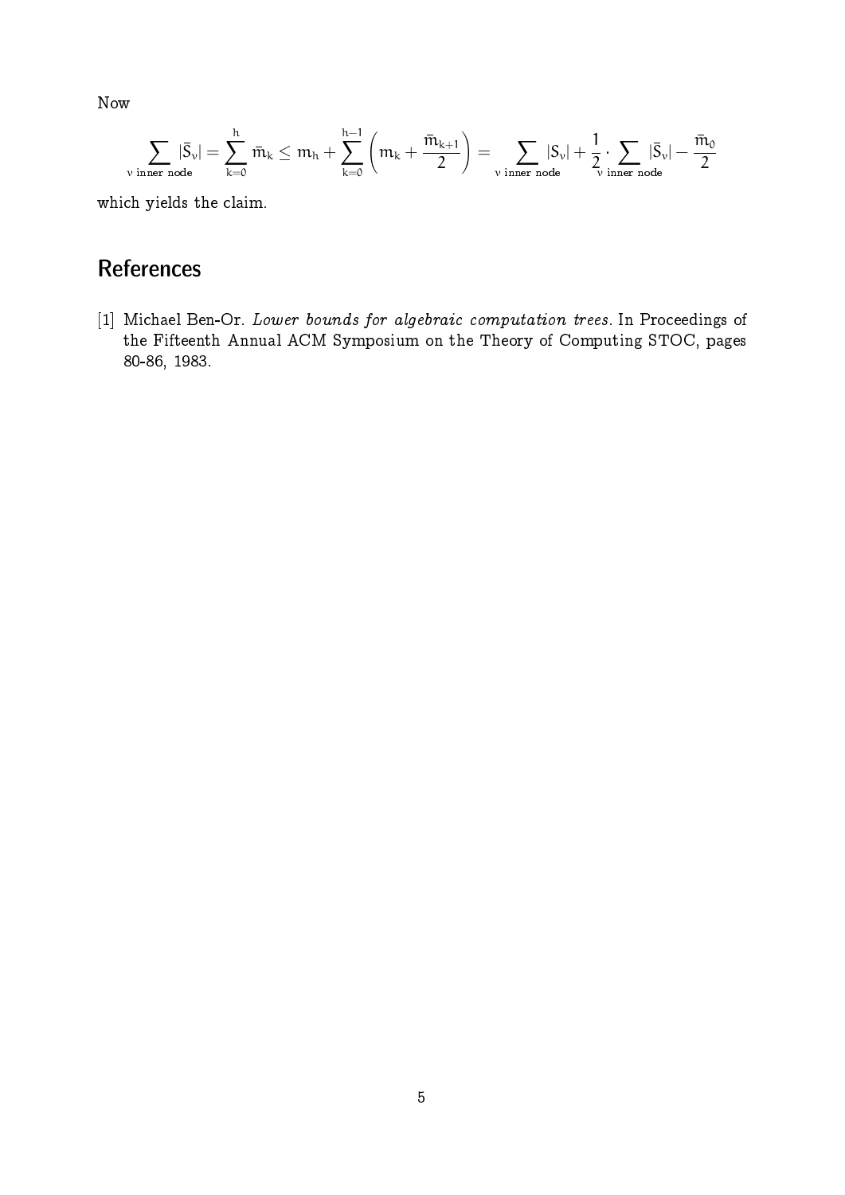Now

$$\sum_{v \text{ inner node}} |\bar{S}_v| = \sum_{k=0}^{h} \bar{m}_k \leq m_h + \sum_{k=0}^{h-1} \left( m_k + \frac{\bar{m}_{k+1}}{2} \right) = \sum_{v \text{ inner node}} |S_v| + \frac{1}{2} \cdot \sum_{v \text{ inner node}} |\bar{S}_v| - \frac{\bar{m}_0}{2}$$

which yields the claim.

## References

[1] Michael Ben-Or. *Lower bounds for algebraic computation trees*. In Proceedings of the Fifteenth Annual ACM Symposium on the Theory of Computing STOC, pages 80-86, 1983.